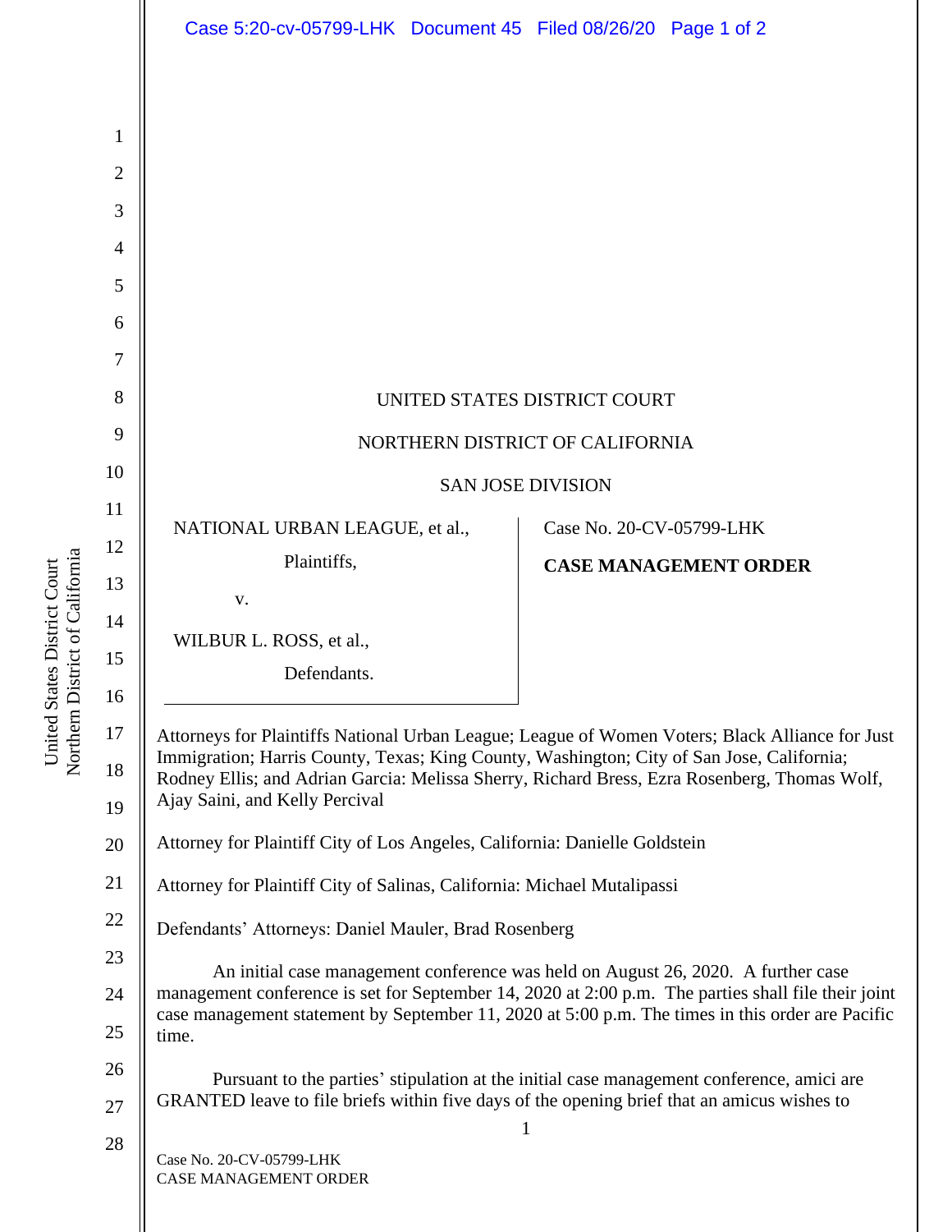UNITED STATES DISTRICT COURT

NORTHERN DISTRICT OF CALIFORNIA

SAN JOSE DIVISION

| | |
|---|---|
| NATIONAL URBAN LEAGUE, et al.,<br>Plaintiffs,<br>v.<br>WILBUR L. ROSS, et al.,<br>Defendants. | Case No. 20-CV-05799-LHK<br>**CASE MANAGEMENT ORDER** |

Attorneys for Plaintiffs National Urban League; League of Women Voters; Black Alliance for Just Immigration; Harris County, Texas; King County, Washington; City of San Jose, California; Rodney Ellis; and Adrian Garcia: Melissa Sherry, Richard Bress, Ezra Rosenberg, Thomas Wolf, Ajay Saini, and Kelly Percival

Attorney for Plaintiff City of Los Angeles, California: Danielle Goldstein

Attorney for Plaintiff City of Salinas, California: Michael Mutalipassi

Defendants' Attorneys: Daniel Mauler, Brad Rosenberg

An initial case management conference was held on August 26, 2020. A further case management conference is set for September 14, 2020 at 2:00 p.m. The parties shall file their joint case management statement by September 11, 2020 at 5:00 p.m. The times in this order are Pacific time.

Pursuant to the parties' stipulation at the initial case management conference, amici are GRANTED leave to file briefs within five days of the opening brief that an amicus wishes to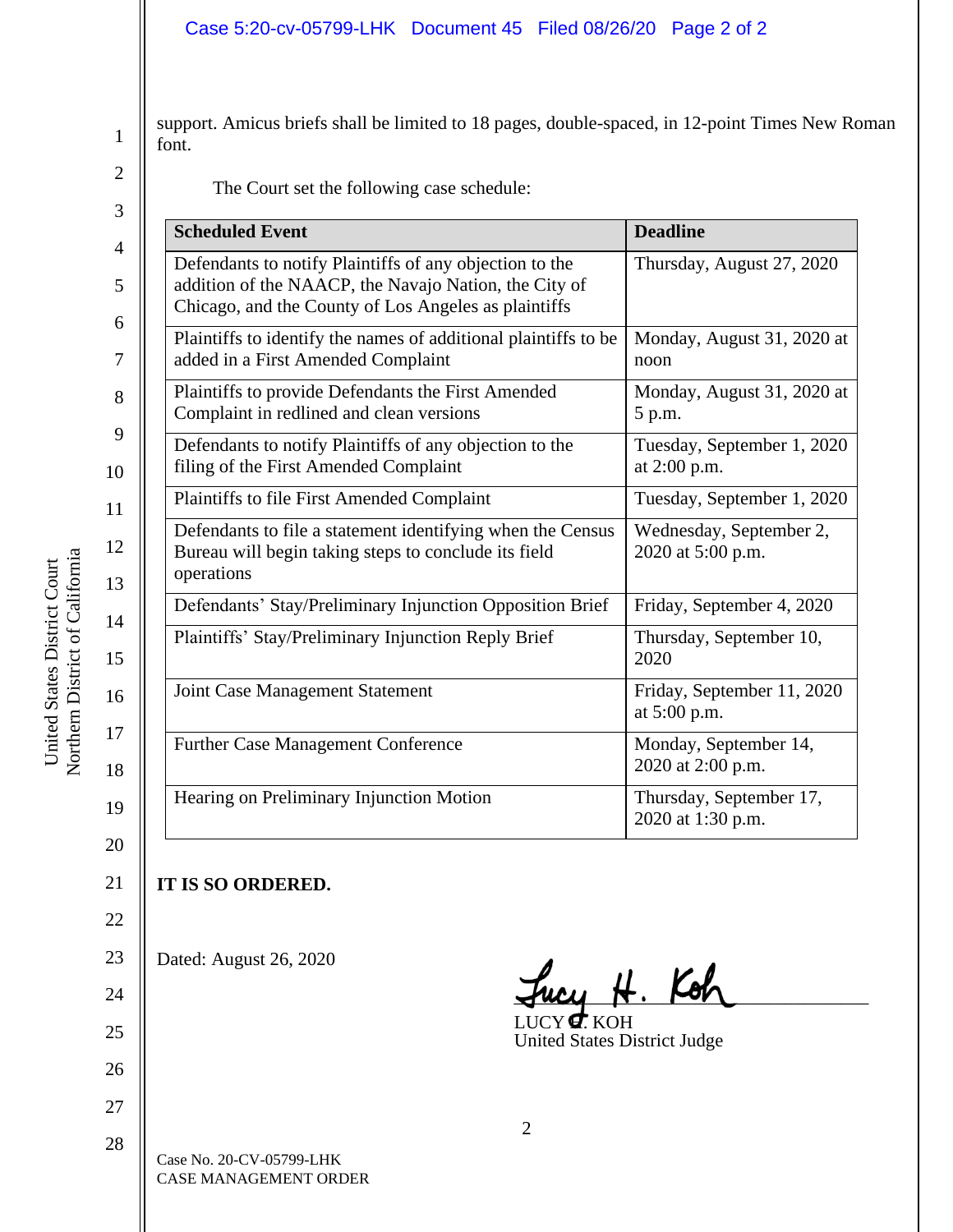support. Amicus briefs shall be limited to 18 pages, double-spaced, in 12-point Times New Roman font.

The Court set the following case schedule:

| Scheduled Event | Deadline |
| --- | --- |
| Defendants to notify Plaintiffs of any objection to the addition of the NAACP, the Navajo Nation, the City of Chicago, and the County of Los Angeles as plaintiffs | Thursday, August 27, 2020 |
| Plaintiffs to identify the names of additional plaintiffs to be added in a First Amended Complaint | Monday, August 31, 2020 at noon |
| Plaintiffs to provide Defendants the First Amended Complaint in redlined and clean versions | Monday, August 31, 2020 at 5 p.m. |
| Defendants to notify Plaintiffs of any objection to the filing of the First Amended Complaint | Tuesday, September 1, 2020 at 2:00 p.m. |
| Plaintiffs to file First Amended Complaint | Tuesday, September 1, 2020 |
| Defendants to file a statement identifying when the Census Bureau will begin taking steps to conclude its field operations | Wednesday, September 2, 2020 at 5:00 p.m. |
| Defendants' Stay/Preliminary Injunction Opposition Brief | Friday, September 4, 2020 |
| Plaintiffs' Stay/Preliminary Injunction Reply Brief | Thursday, September 10, 2020 |
| Joint Case Management Statement | Friday, September 11, 2020 at 5:00 p.m. |
| Further Case Management Conference | Monday, September 14, 2020 at 2:00 p.m. |
| Hearing on Preliminary Injunction Motion | Thursday, September 17, 2020 at 1:30 p.m. |

**IT IS SO ORDERED.**

Dated: August 26, 2020

Lucy H. Koh

LUCY H. KOH
United States District Judge

Case No. 20-CV-05799-LHK
CASE MANAGEMENT ORDER